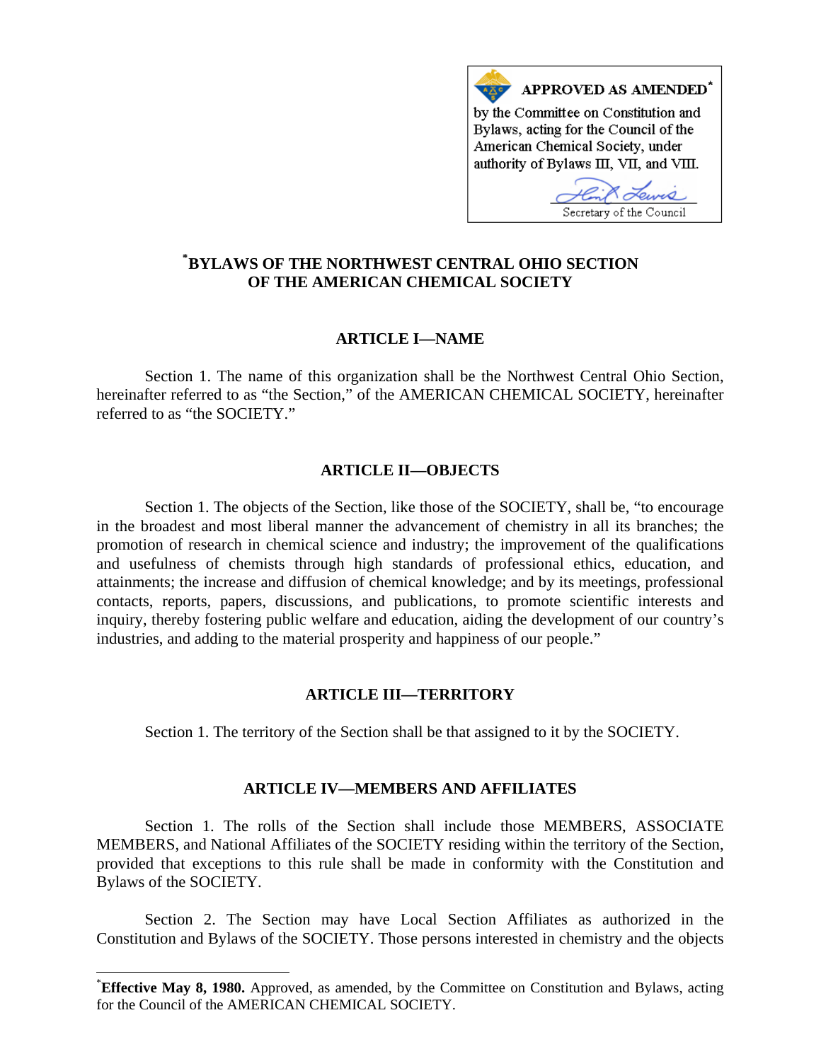**APPROVED AS AMENDED***

by the Committee on Constitution and Bylaws, acting for the Council of the American Chemical Society, under authority of Bylaws III, VII, and VIII.

Secretary of the Council

# *BYLAWS OF THE NORTHWEST CENTRAL OHIO SECTION OF THE AMERICAN CHEMICAL SOCIETY

## ARTICLE I—NAME

Section 1. The name of this organization shall be the Northwest Central Ohio Section, hereinafter referred to as "the Section," of the AMERICAN CHEMICAL SOCIETY, hereinafter referred to as "the SOCIETY."

## ARTICLE II—OBJECTS

Section 1. The objects of the Section, like those of the SOCIETY, shall be, "to encourage in the broadest and most liberal manner the advancement of chemistry in all its branches; the promotion of research in chemical science and industry; the improvement of the qualifications and usefulness of chemists through high standards of professional ethics, education, and attainments; the increase and diffusion of chemical knowledge; and by its meetings, professional contacts, reports, papers, discussions, and publications, to promote scientific interests and inquiry, thereby fostering public welfare and education, aiding the development of our country's industries, and adding to the material prosperity and happiness of our people."

## ARTICLE III—TERRITORY

Section 1. The territory of the Section shall be that assigned to it by the SOCIETY.

## ARTICLE IV—MEMBERS AND AFFILIATES

Section 1. The rolls of the Section shall include those MEMBERS, ASSOCIATE MEMBERS, and National Affiliates of the SOCIETY residing within the territory of the Section, provided that exceptions to this rule shall be made in conformity with the Constitution and Bylaws of the SOCIETY.

Section 2. The Section may have Local Section Affiliates as authorized in the Constitution and Bylaws of the SOCIETY. Those persons interested in chemistry and the objects

---

***Effective May 8, 1980.** Approved, as amended, by the Committee on Constitution and Bylaws, acting for the Council of the AMERICAN CHEMICAL SOCIETY.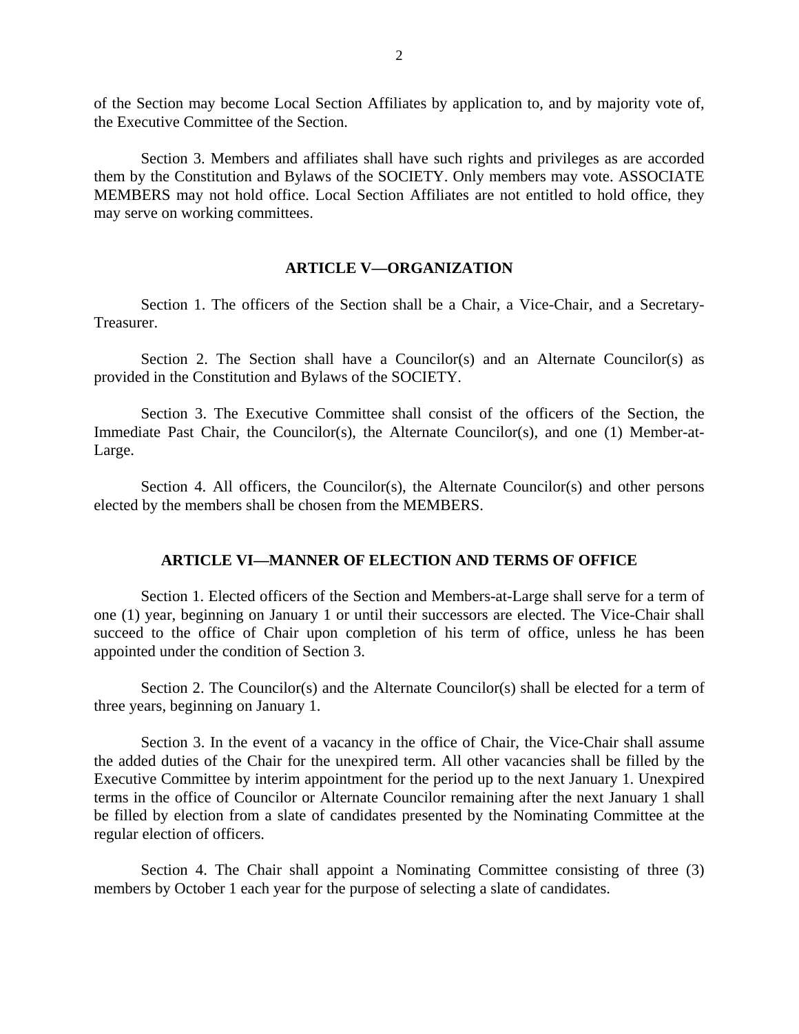of the Section may become Local Section Affiliates by application to, and by majority vote of, the Executive Committee of the Section.

Section 3. Members and affiliates shall have such rights and privileges as are accorded them by the Constitution and Bylaws of the SOCIETY. Only members may vote. ASSOCIATE MEMBERS may not hold office. Local Section Affiliates are not entitled to hold office, they may serve on working committees.

## ARTICLE V—ORGANIZATION

Section 1. The officers of the Section shall be a Chair, a Vice-Chair, and a Secretary-Treasurer.

Section 2. The Section shall have a Councilor(s) and an Alternate Councilor(s) as provided in the Constitution and Bylaws of the SOCIETY.

Section 3. The Executive Committee shall consist of the officers of the Section, the Immediate Past Chair, the Councilor(s), the Alternate Councilor(s), and one (1) Member-at-Large.

Section 4. All officers, the Councilor(s), the Alternate Councilor(s) and other persons elected by the members shall be chosen from the MEMBERS.

## ARTICLE VI—MANNER OF ELECTION AND TERMS OF OFFICE

Section 1. Elected officers of the Section and Members-at-Large shall serve for a term of one (1) year, beginning on January 1 or until their successors are elected. The Vice-Chair shall succeed to the office of Chair upon completion of his term of office, unless he has been appointed under the condition of Section 3.

Section 2. The Councilor(s) and the Alternate Councilor(s) shall be elected for a term of three years, beginning on January 1.

Section 3. In the event of a vacancy in the office of Chair, the Vice-Chair shall assume the added duties of the Chair for the unexpired term. All other vacancies shall be filled by the Executive Committee by interim appointment for the period up to the next January 1. Unexpired terms in the office of Councilor or Alternate Councilor remaining after the next January 1 shall be filled by election from a slate of candidates presented by the Nominating Committee at the regular election of officers.

Section 4. The Chair shall appoint a Nominating Committee consisting of three (3) members by October 1 each year for the purpose of selecting a slate of candidates.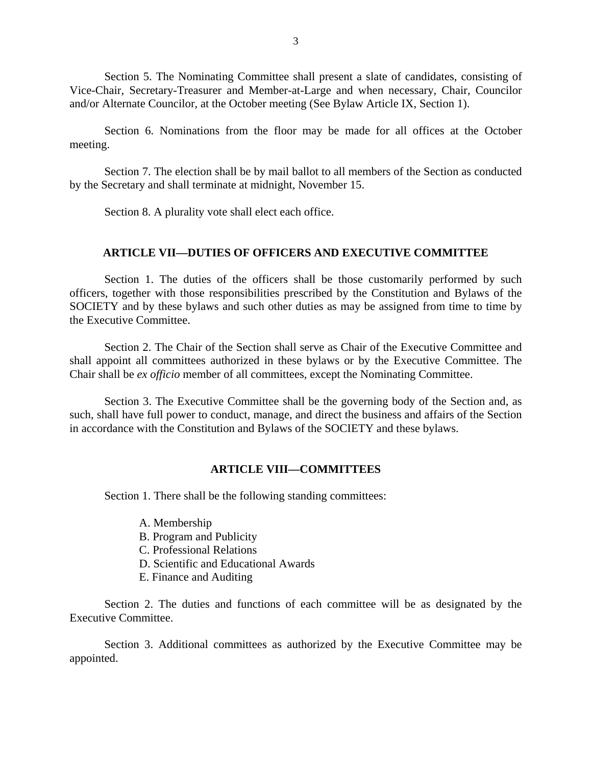Section 5. The Nominating Committee shall present a slate of candidates, consisting of Vice-Chair, Secretary-Treasurer and Member-at-Large and when necessary, Chair, Councilor and/or Alternate Councilor, at the October meeting (See Bylaw Article IX, Section 1).

Section 6. Nominations from the floor may be made for all offices at the October meeting.

Section 7. The election shall be by mail ballot to all members of the Section as conducted by the Secretary and shall terminate at midnight, November 15.

Section 8. A plurality vote shall elect each office.

## ARTICLE VII—DUTIES OF OFFICERS AND EXECUTIVE COMMITTEE

Section 1. The duties of the officers shall be those customarily performed by such officers, together with those responsibilities prescribed by the Constitution and Bylaws of the SOCIETY and by these bylaws and such other duties as may be assigned from time to time by the Executive Committee.

Section 2. The Chair of the Section shall serve as Chair of the Executive Committee and shall appoint all committees authorized in these bylaws or by the Executive Committee. The Chair shall be *ex officio* member of all committees, except the Nominating Committee.

Section 3. The Executive Committee shall be the governing body of the Section and, as such, shall have full power to conduct, manage, and direct the business and affairs of the Section in accordance with the Constitution and Bylaws of the SOCIETY and these bylaws.

## ARTICLE VIII—COMMITTEES

Section 1. There shall be the following standing committees:

A. Membership
B. Program and Publicity
C. Professional Relations
D. Scientific and Educational Awards
E. Finance and Auditing

Section 2. The duties and functions of each committee will be as designated by the Executive Committee.

Section 3. Additional committees as authorized by the Executive Committee may be appointed.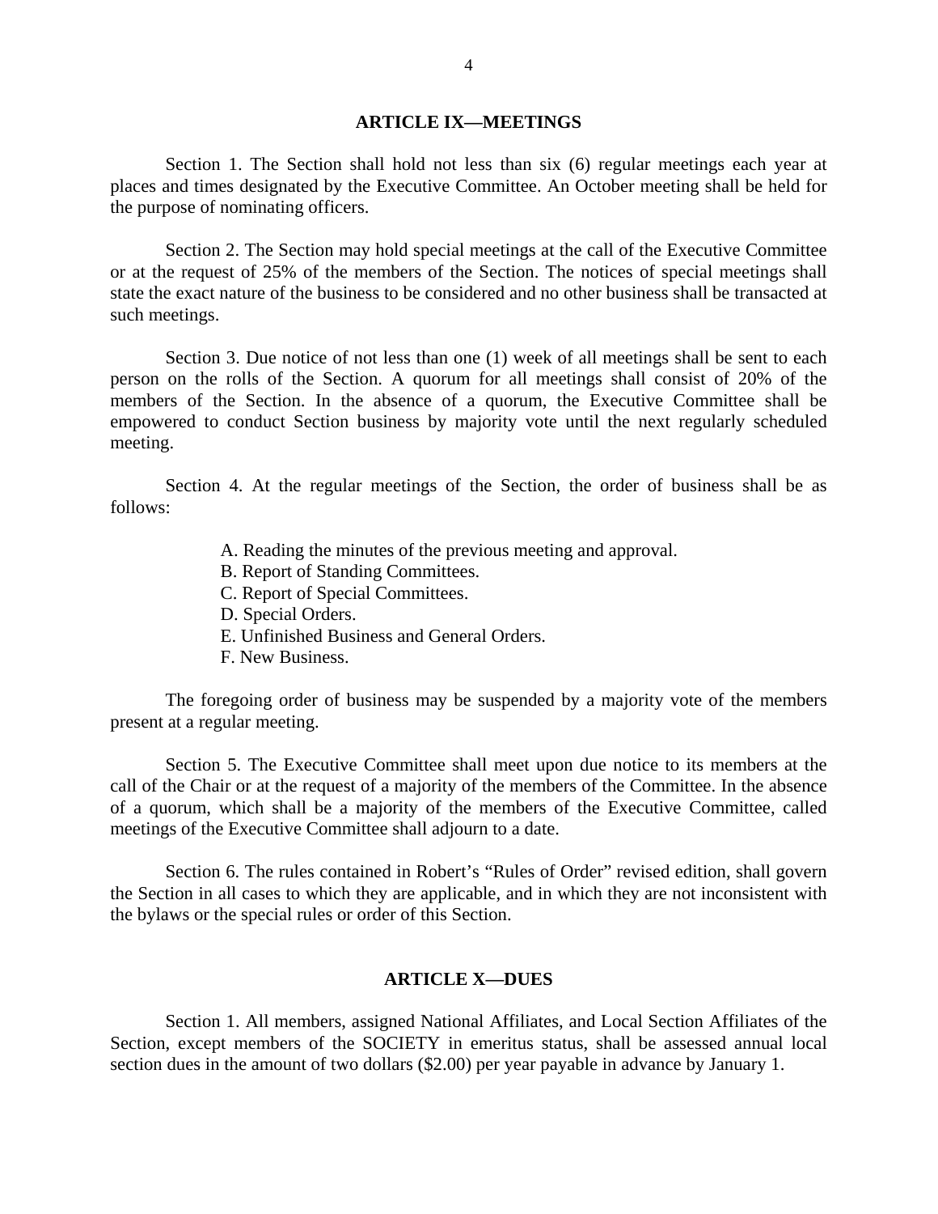## ARTICLE IX—MEETINGS

Section 1. The Section shall hold not less than six (6) regular meetings each year at places and times designated by the Executive Committee. An October meeting shall be held for the purpose of nominating officers.

Section 2. The Section may hold special meetings at the call of the Executive Committee or at the request of 25% of the members of the Section. The notices of special meetings shall state the exact nature of the business to be considered and no other business shall be transacted at such meetings.

Section 3. Due notice of not less than one (1) week of all meetings shall be sent to each person on the rolls of the Section. A quorum for all meetings shall consist of 20% of the members of the Section. In the absence of a quorum, the Executive Committee shall be empowered to conduct Section business by majority vote until the next regularly scheduled meeting.

Section 4. At the regular meetings of the Section, the order of business shall be as follows:

A. Reading the minutes of the previous meeting and approval.
B. Report of Standing Committees.
C. Report of Special Committees.
D. Special Orders.
E. Unfinished Business and General Orders.
F. New Business.

The foregoing order of business may be suspended by a majority vote of the members present at a regular meeting.

Section 5. The Executive Committee shall meet upon due notice to its members at the call of the Chair or at the request of a majority of the members of the Committee. In the absence of a quorum, which shall be a majority of the members of the Executive Committee, called meetings of the Executive Committee shall adjourn to a date.

Section 6. The rules contained in Robert's "Rules of Order" revised edition, shall govern the Section in all cases to which they are applicable, and in which they are not inconsistent with the bylaws or the special rules or order of this Section.

## ARTICLE X—DUES

Section 1. All members, assigned National Affiliates, and Local Section Affiliates of the Section, except members of the SOCIETY in emeritus status, shall be assessed annual local section dues in the amount of two dollars ($2.00) per year payable in advance by January 1.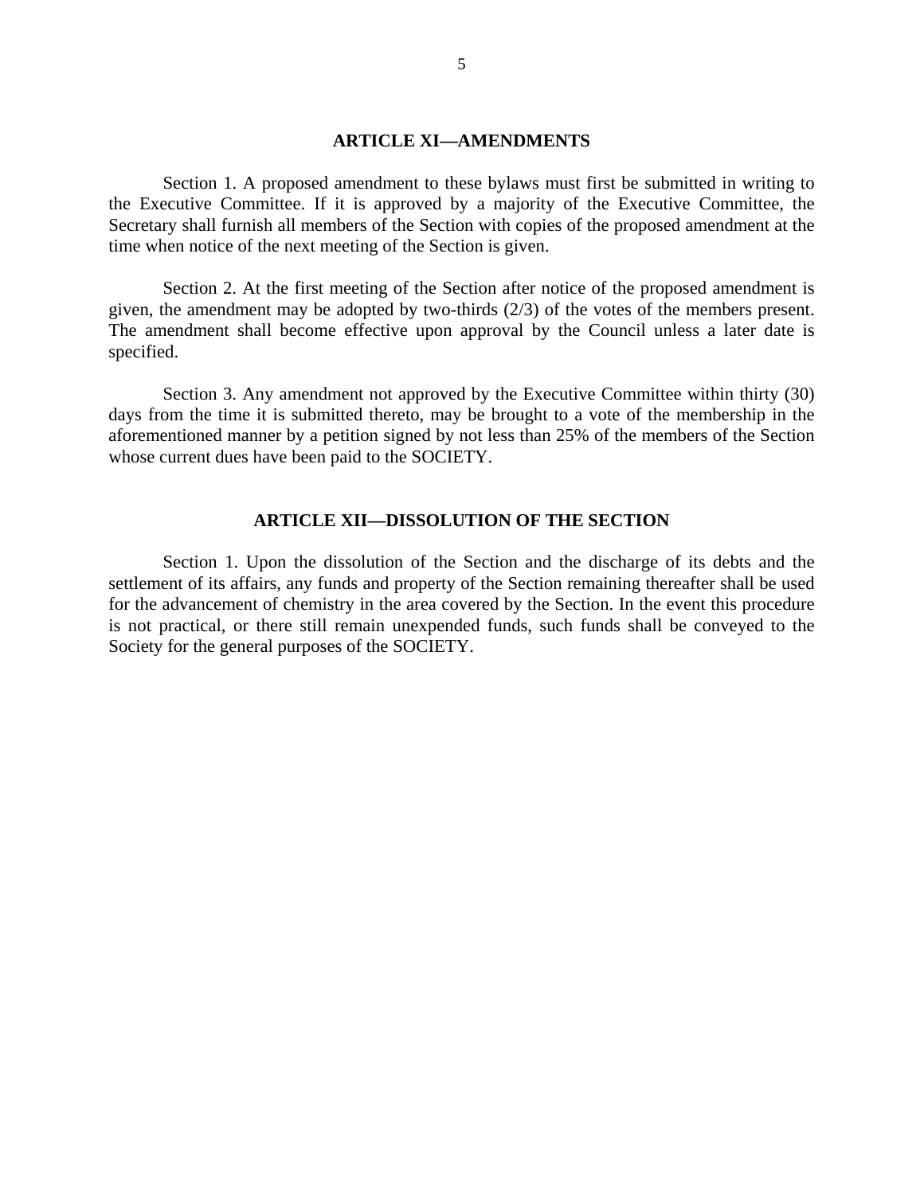## ARTICLE XI—AMENDMENTS

Section 1. A proposed amendment to these bylaws must first be submitted in writing to the Executive Committee. If it is approved by a majority of the Executive Committee, the Secretary shall furnish all members of the Section with copies of the proposed amendment at the time when notice of the next meeting of the Section is given.

Section 2. At the first meeting of the Section after notice of the proposed amendment is given, the amendment may be adopted by two-thirds (2/3) of the votes of the members present. The amendment shall become effective upon approval by the Council unless a later date is specified.

Section 3. Any amendment not approved by the Executive Committee within thirty (30) days from the time it is submitted thereto, may be brought to a vote of the membership in the aforementioned manner by a petition signed by not less than 25% of the members of the Section whose current dues have been paid to the SOCIETY.

## ARTICLE XII—DISSOLUTION OF THE SECTION

Section 1. Upon the dissolution of the Section and the discharge of its debts and the settlement of its affairs, any funds and property of the Section remaining thereafter shall be used for the advancement of chemistry in the area covered by the Section. In the event this procedure is not practical, or there still remain unexpended funds, such funds shall be conveyed to the Society for the general purposes of the SOCIETY.